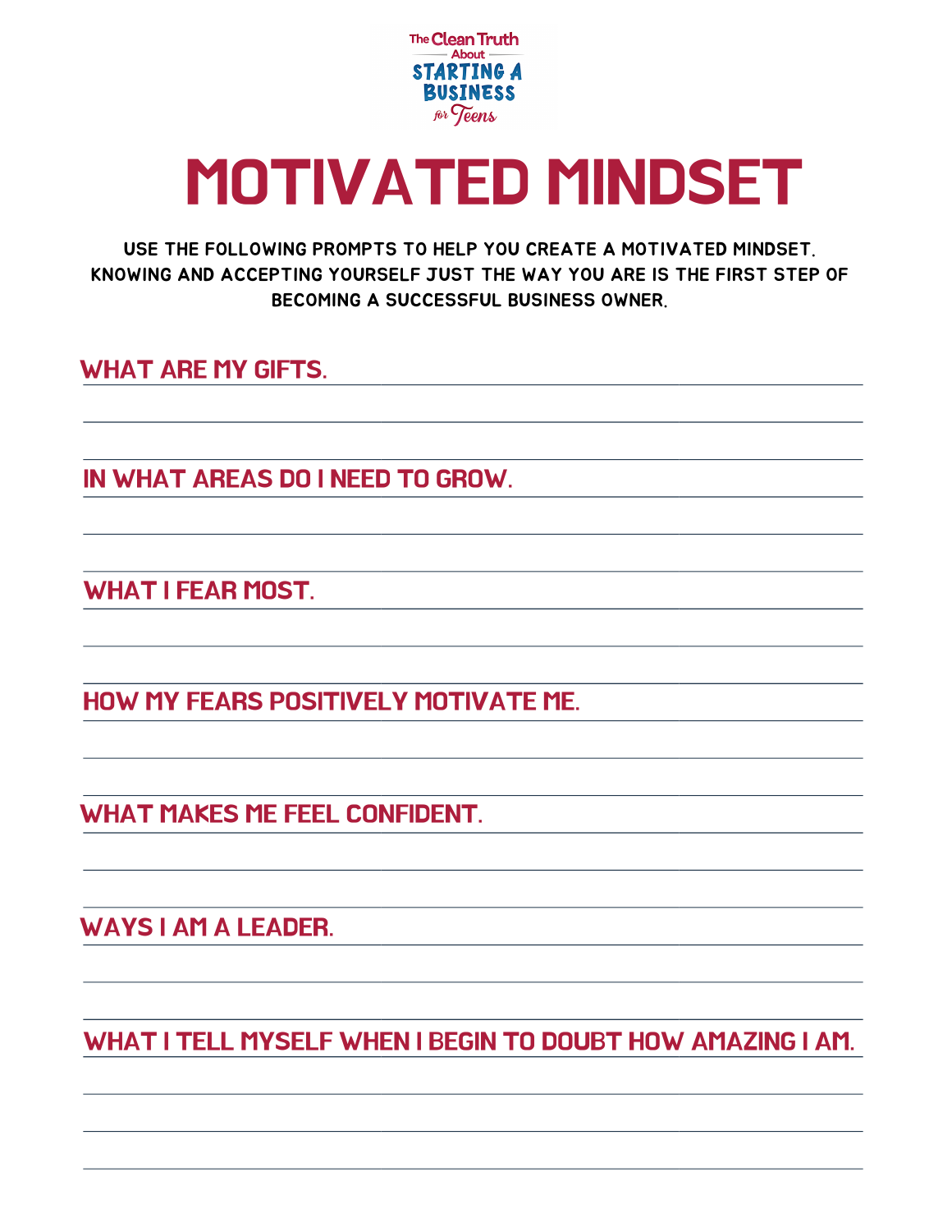The Clean Truth About STARTING A BUSINESS for Teens

# MOTIVATED MINDSET

USE THE FOLLOWING PROMPTS TO HELP YOU CREATE A MOTIVATED MINDSET. KNOWING AND ACCEPTING YOURSELF JUST THE WAY YOU ARE IS THE FIRST STEP OF BECOMING A SUCCESSFUL BUSINESS OWNER.

## WHAT ARE MY GIFTS.

## IN WHAT AREAS DO I NEED TO GROW.

## WHAT I FEAR MOST.

## HOW MY FEARS POSITIVELY MOTIVATE ME.

## WHAT MAKES ME FEEL CONFIDENT.

## WAYS I AM A LEADER.

## WHAT I TELL MYSELF WHEN I BEGIN TO DOUBT HOW AMAZING I AM.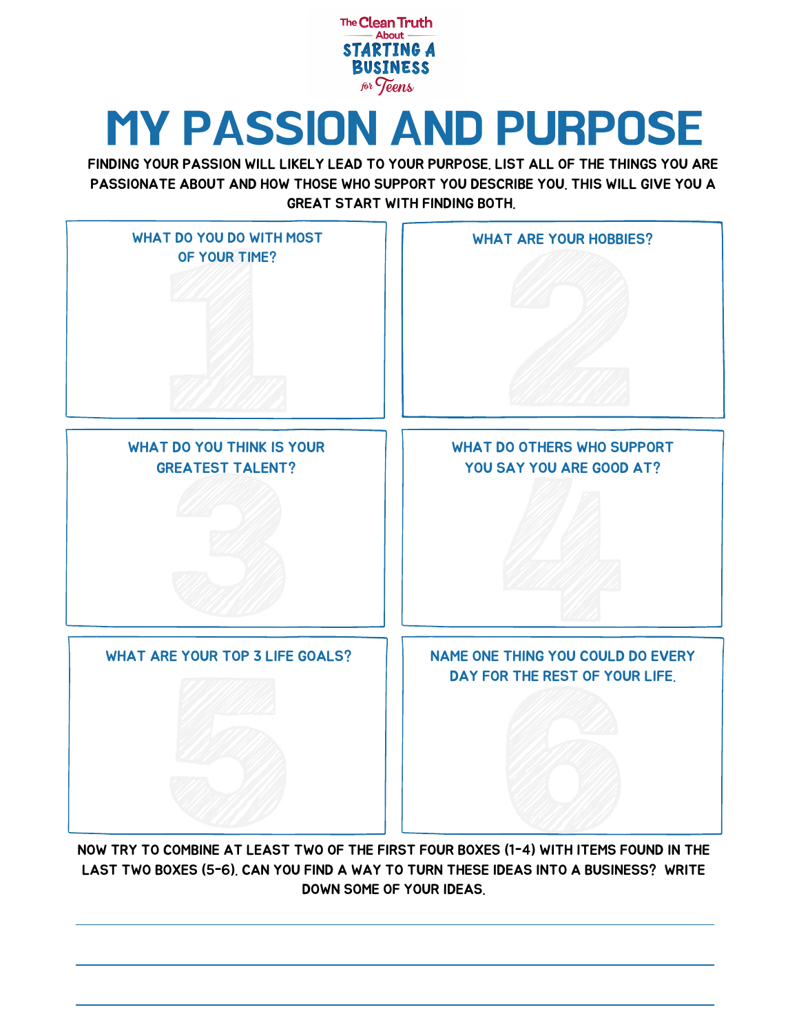The Clean Truth About STARTING A BUSINESS for Teens

# MY PASSION AND PURPOSE

**FINDING YOUR PASSION WILL LIKELY LEAD TO YOUR PURPOSE. LIST ALL OF THE THINGS YOU ARE PASSIONATE ABOUT AND HOW THOSE WHO SUPPORT YOU DESCRIBE YOU. THIS WILL GIVE YOU A GREAT START WITH FINDING BOTH.**

1. WHAT DO YOU DO WITH MOST OF YOUR TIME?

2. WHAT ARE YOUR HOBBIES?

3. WHAT DO YOU THINK IS YOUR GREATEST TALENT?

4. WHAT DO OTHERS WHO SUPPORT YOU SAY YOU ARE GOOD AT?

5. WHAT ARE YOUR TOP 3 LIFE GOALS?

6. NAME ONE THING YOU COULD DO EVERY DAY FOR THE REST OF YOUR LIFE.

**NOW TRY TO COMBINE AT LEAST TWO OF THE FIRST FOUR BOXES (1-4) WITH ITEMS FOUND IN THE LAST TWO BOXES (5-6). CAN YOU FIND A WAY TO TURN THESE IDEAS INTO A BUSINESS? WRITE DOWN SOME OF YOUR IDEAS.**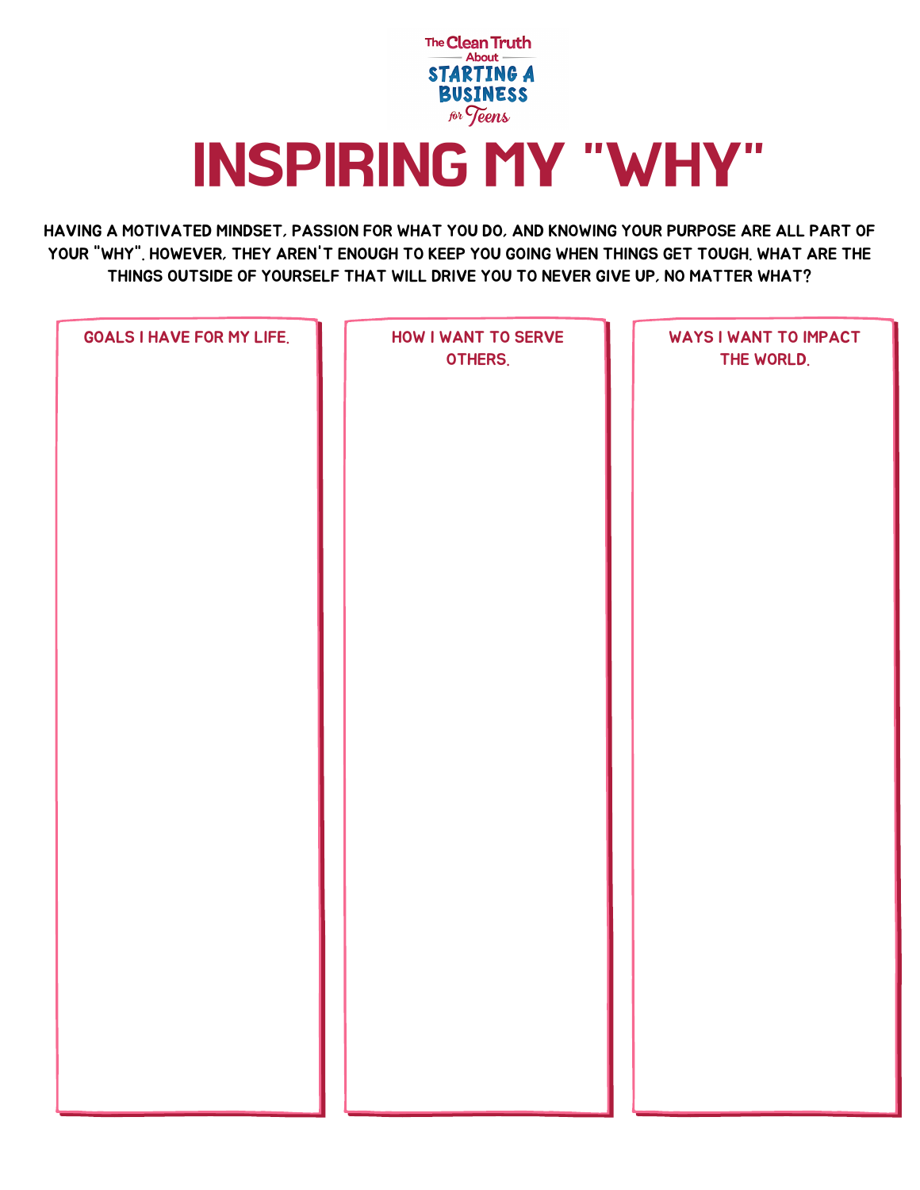The Clean Truth About STARTING A BUSINESS for Teens

# INSPIRING MY "WHY"

HAVING A MOTIVATED MINDSET, PASSION FOR WHAT YOU DO, AND KNOWING YOUR PURPOSE ARE ALL PART OF YOUR "WHY". HOWEVER, THEY AREN'T ENOUGH TO KEEP YOU GOING WHEN THINGS GET TOUGH. WHAT ARE THE THINGS OUTSIDE OF YOURSELF THAT WILL DRIVE YOU TO NEVER GIVE UP, NO MATTER WHAT?

| GOALS I HAVE FOR MY LIFE. | HOW I WANT TO SERVE OTHERS. | WAYS I WANT TO IMPACT THE WORLD. |
| --- | --- | --- |
| | | |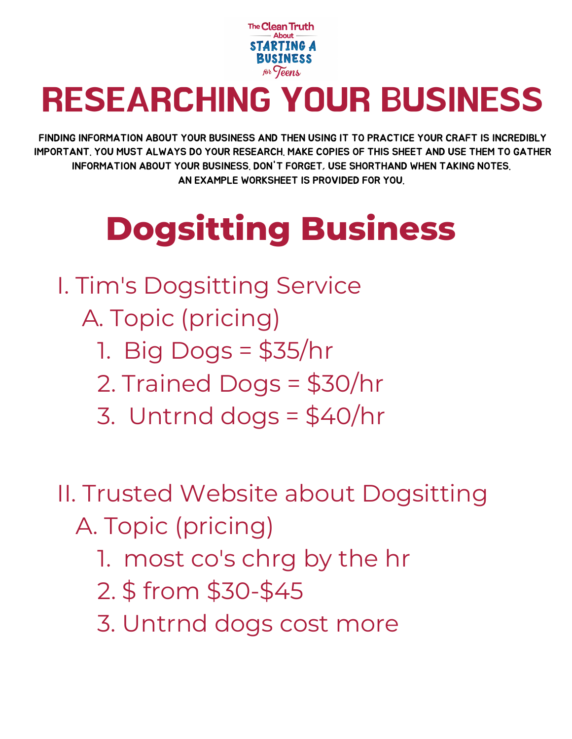The Clean Truth About Starting a Business for Teens

# RESEARCHING YOUR BUSINESS

FINDING INFORMATION ABOUT YOUR BUSINESS AND THEN USING IT TO PRACTICE YOUR CRAFT IS INCREDIBLY IMPORTANT. YOU MUST ALWAYS DO YOUR RESEARCH. MAKE COPIES OF THIS SHEET AND USE THEM TO GATHER INFORMATION ABOUT YOUR BUSINESS. DON'T FORGET, USE SHORTHAND WHEN TAKING NOTES. AN EXAMPLE WORKSHEET IS PROVIDED FOR YOU.

## Dogsitting Business

I. Tim's Dogsitting Service
  A. Topic (pricing)
    1. Big Dogs = $35/hr
    2. Trained Dogs = $30/hr
    3. Untrnd dogs = $40/hr

II. Trusted Website about Dogsitting
  A. Topic (pricing)
    1. most co's chrg by the hr
    2. $ from $30-$45
    3. Untrnd dogs cost more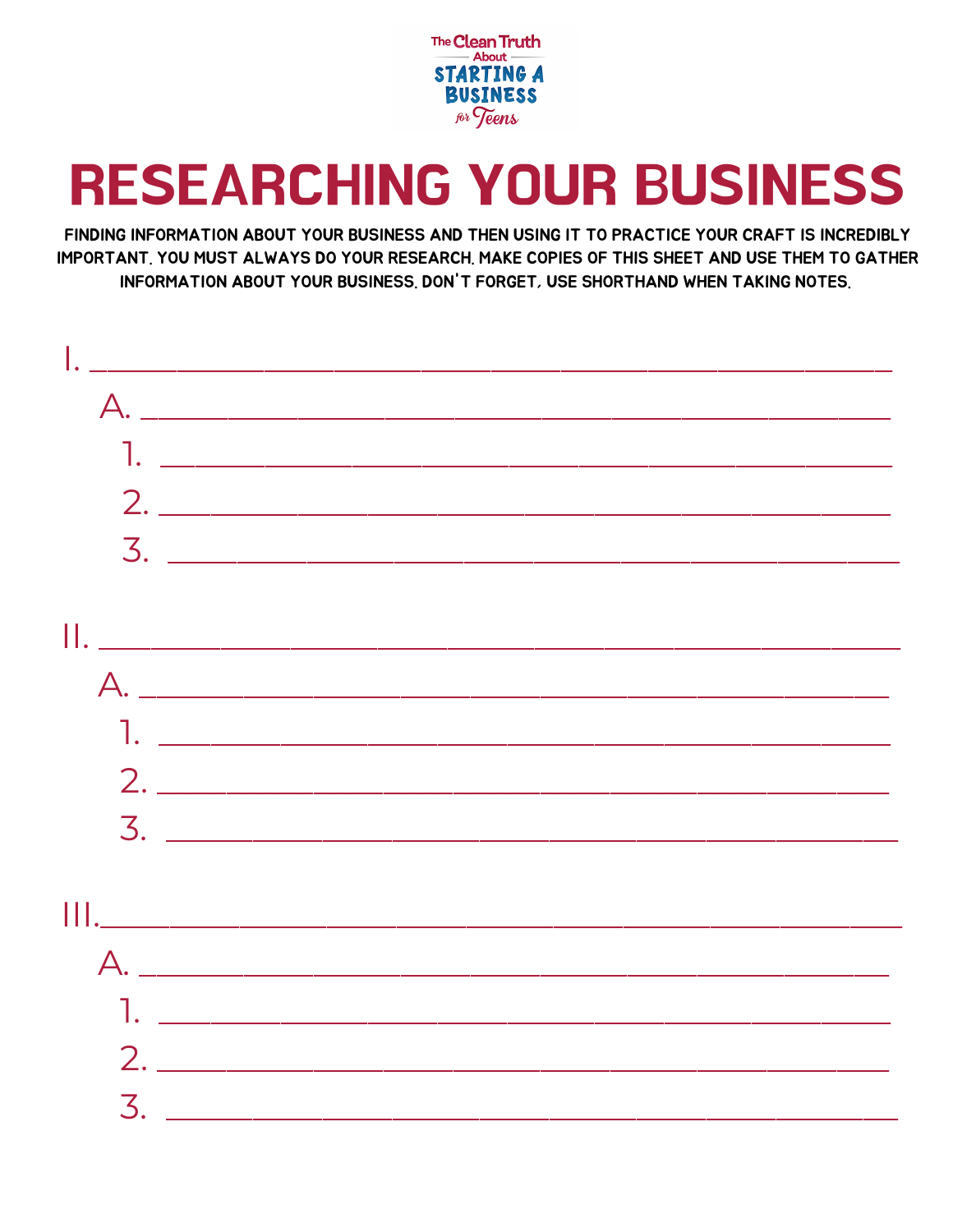The Clean Truth About STARTING A BUSINESS for Teens

# RESEARCHING YOUR BUSINESS

**FINDING INFORMATION ABOUT YOUR BUSINESS AND THEN USING IT TO PRACTICE YOUR CRAFT IS INCREDIBLY IMPORTANT. YOU MUST ALWAYS DO YOUR RESEARCH. MAKE COPIES OF THIS SHEET AND USE THEM TO GATHER INFORMATION ABOUT YOUR BUSINESS. DON'T FORGET, USE SHORTHAND WHEN TAKING NOTES.**

I. ______________________________________________

  A. ____________________________________________

    1. __________________________________________

    2. __________________________________________

    3. __________________________________________

II. _____________________________________________

  A. ____________________________________________

    1. __________________________________________

    2. __________________________________________

    3. __________________________________________

III. ____________________________________________

  A. ____________________________________________

    1. __________________________________________

    2. __________________________________________

    3. __________________________________________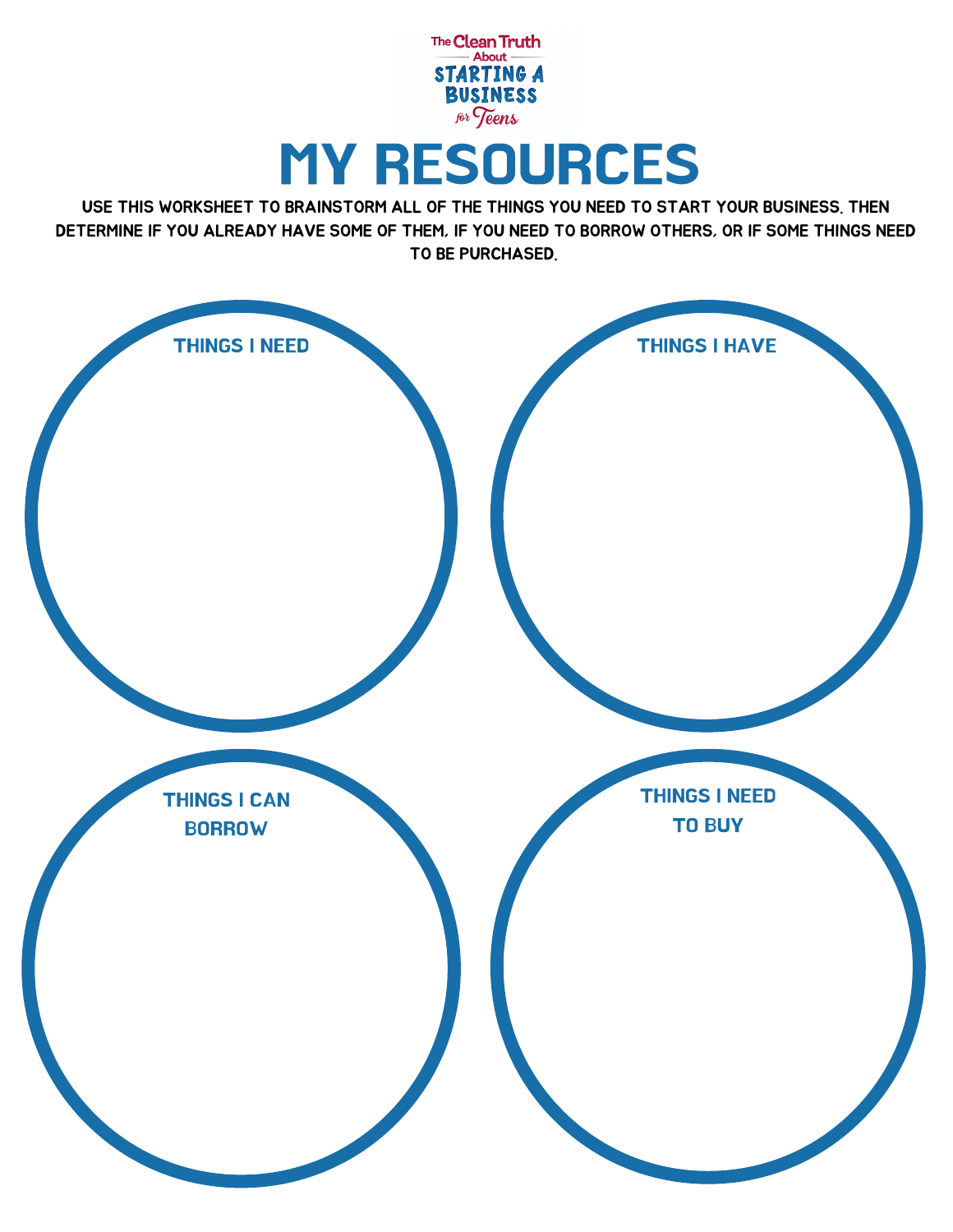The Clean Truth About STARTING A BUSINESS for Teens

# MY RESOURCES

USE THIS WORKSHEET TO BRAINSTORM ALL OF THE THINGS YOU NEED TO START YOUR BUSINESS. THEN DETERMINE IF YOU ALREADY HAVE SOME OF THEM, IF YOU NEED TO BORROW OTHERS, OR IF SOME THINGS NEED TO BE PURCHASED.

## THINGS I NEED

## THINGS I HAVE

## THINGS I CAN BORROW

## THINGS I NEED TO BUY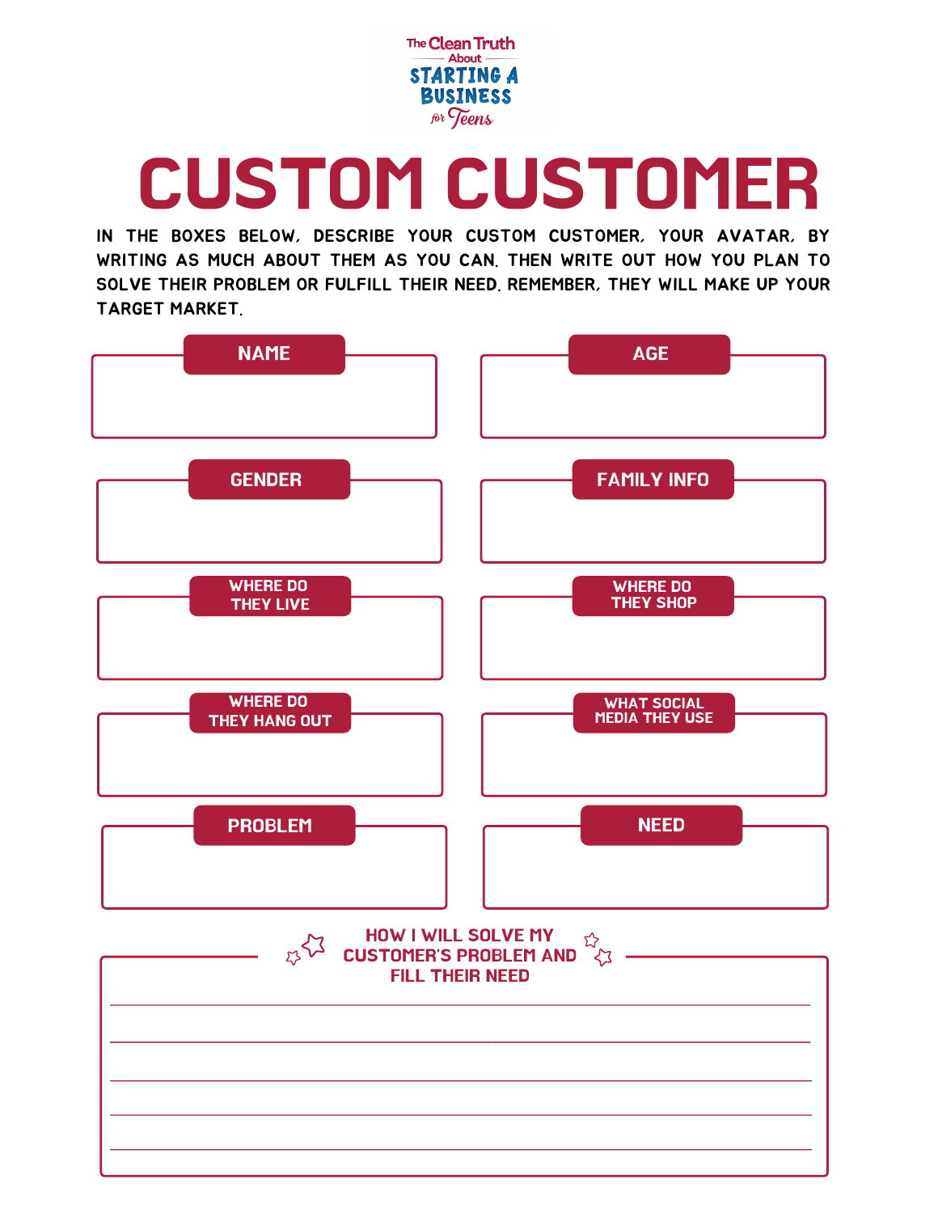The Clean Truth About STARTING A BUSINESS for Teens

# CUSTOM CUSTOMER

IN THE BOXES BELOW, DESCRIBE YOUR CUSTOM CUSTOMER, YOUR AVATAR, BY WRITING AS MUCH ABOUT THEM AS YOU CAN. THEN WRITE OUT HOW YOU PLAN TO SOLVE THEIR PROBLEM OR FULFILL THEIR NEED. REMEMBER, THEY WILL MAKE UP YOUR TARGET MARKET.

**NAME**

**AGE**

**GENDER**

**FAMILY INFO**

**WHERE DO THEY LIVE**

**WHERE DO THEY SHOP**

**WHERE DO THEY HANG OUT**

**WHAT SOCIAL MEDIA THEY USE**

**PROBLEM**

**NEED**

**HOW I WILL SOLVE MY CUSTOMER'S PROBLEM AND FILL THEIR NEED**

___

___

___

___

___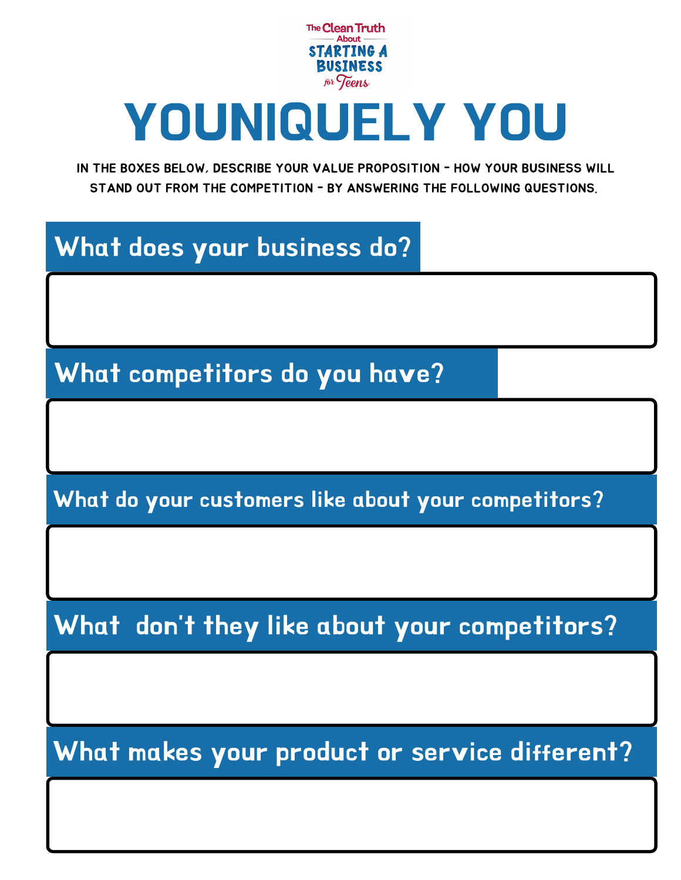The Clean Truth About STARTING A BUSINESS for Teens

# YOUNIQUELY YOU

IN THE BOXES BELOW, DESCRIBE YOUR VALUE PROPOSITION - HOW YOUR BUSINESS WILL STAND OUT FROM THE COMPETITION - BY ANSWERING THE FOLLOWING QUESTIONS.

## What does your business do?

## What competitors do you have?

## What do your customers like about your competitors?

## What don't they like about your competitors?

## What makes your product or service different?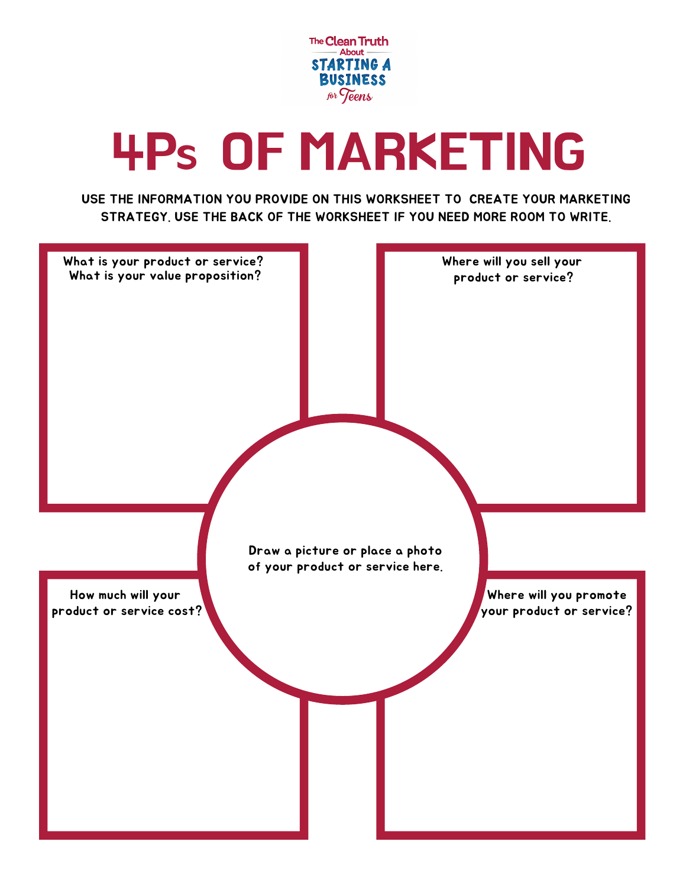The Clean Truth About STARTING A BUSINESS for Teens

# 4Ps OF MARKETING

**USE THE INFORMATION YOU PROVIDE ON THIS WORKSHEET TO CREATE YOUR MARKETING STRATEGY. USE THE BACK OF THE WORKSHEET IF YOU NEED MORE ROOM TO WRITE.**

What is your product or service?
What is your value proposition?

Where will you sell your product or service?

Draw a picture or place a photo of your product or service here.

How much will your product or service cost?

Where will you promote your product or service?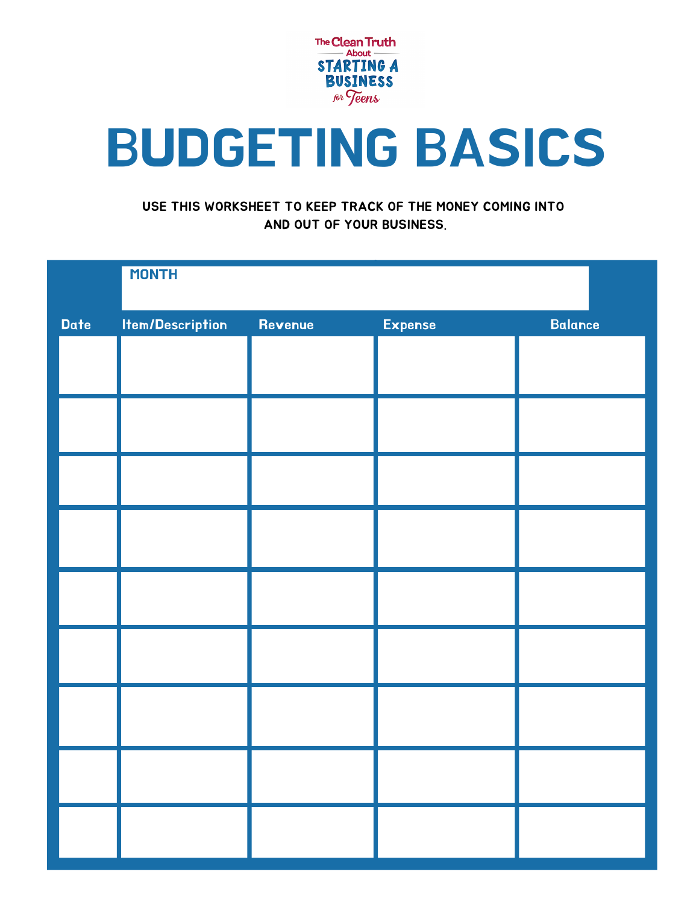The Clean Truth About STARTING A BUSINESS for Teens

# BUDGETING BASICS

**USE THIS WORKSHEET TO KEEP TRACK OF THE MONEY COMING INTO AND OUT OF YOUR BUSINESS.**

MONTH

| Date | Item/Description | Revenue | Expense | Balance |
|---|---|---|---|---|
| | | | | |
| | | | | |
| | | | | |
| | | | | |
| | | | | |
| | | | | |
| | | | | |
| | | | | |
| | | | | |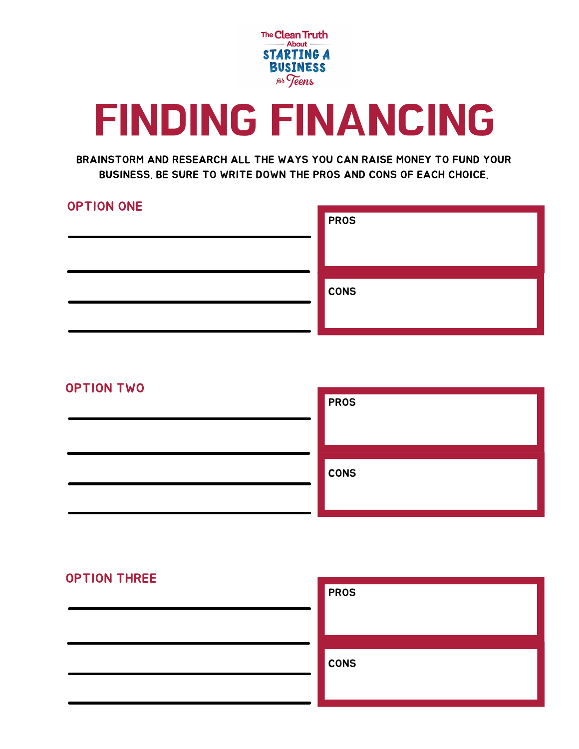The Clean Truth About STARTING A BUSINESS for Teens

# FINDING FINANCING

**BRAINSTORM AND RESEARCH ALL THE WAYS YOU CAN RAISE MONEY TO FUND YOUR BUSINESS. BE SURE TO WRITE DOWN THE PROS AND CONS OF EACH CHOICE.**

## OPTION ONE

**PROS**

**CONS**

## OPTION TWO

**PROS**

**CONS**

## OPTION THREE

**PROS**

**CONS**